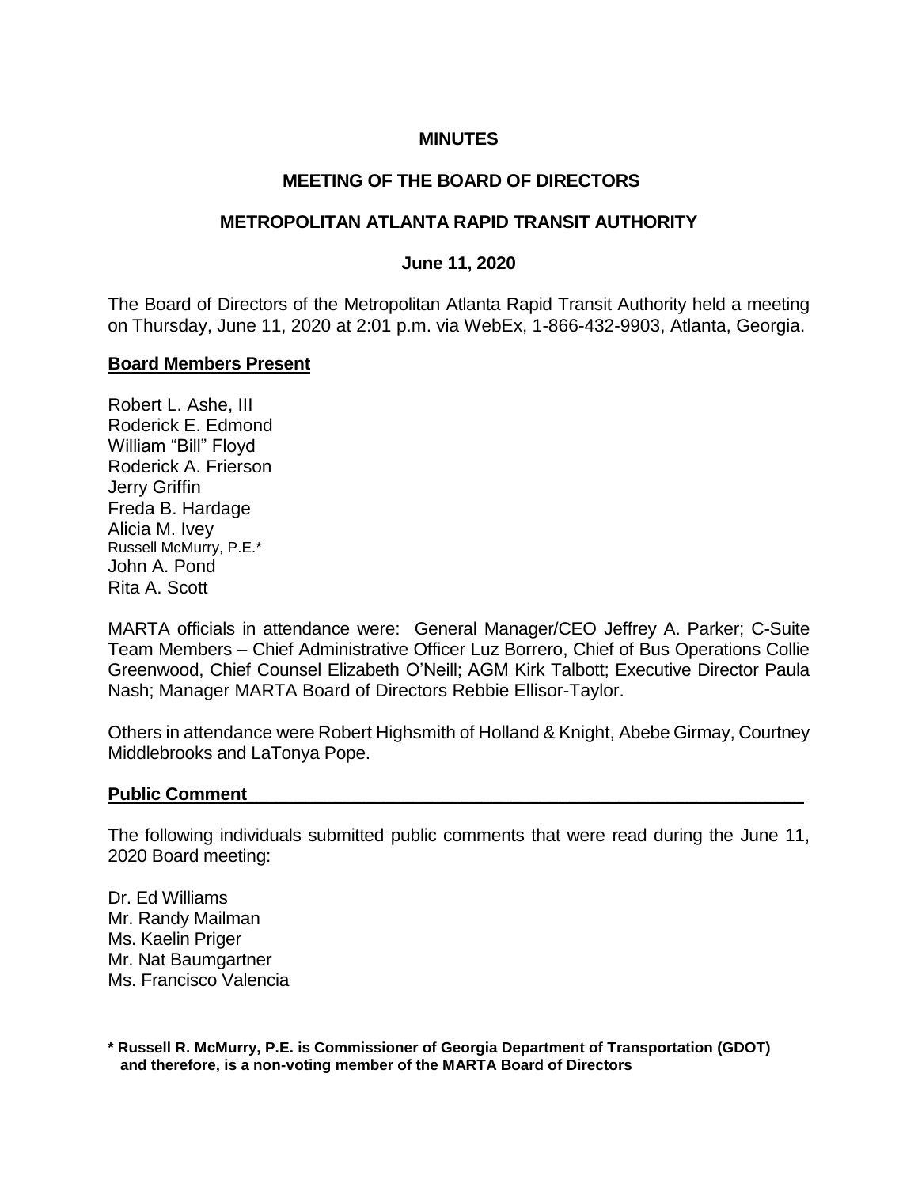**MINUTES**

**MEETING OF THE BOARD OF DIRECTORS**

**METROPOLITAN ATLANTA RAPID TRANSIT AUTHORITY**

**June 11, 2020**

The Board of Directors of the Metropolitan Atlanta Rapid Transit Authority held a meeting on Thursday, June 11, 2020 at 2:01 p.m. via WebEx, 1-866-432-9903, Atlanta, Georgia.

**Board Members Present**

Robert L. Ashe, III
Roderick E. Edmond
William "Bill" Floyd
Roderick A. Frierson
Jerry Griffin
Freda B. Hardage
Alicia M. Ivey
Russell McMurry, P.E.*
John A. Pond
Rita A. Scott

MARTA officials in attendance were: General Manager/CEO Jeffrey A. Parker; C-Suite Team Members – Chief Administrative Officer Luz Borrero, Chief of Bus Operations Collie Greenwood, Chief Counsel Elizabeth O'Neill; AGM Kirk Talbott; Executive Director Paula Nash; Manager MARTA Board of Directors Rebbie Ellisor-Taylor.

Others in attendance were Robert Highsmith of Holland & Knight, Abebe Girmay, Courtney Middlebrooks and LaTonya Pope.

**Public Comment**

The following individuals submitted public comments that were read during the June 11, 2020 Board meeting:

Dr. Ed Williams
Mr. Randy Mailman
Ms. Kaelin Priger
Mr. Nat Baumgartner
Ms. Francisco Valencia

**\* Russell R. McMurry, P.E. is Commissioner of Georgia Department of Transportation (GDOT) and therefore, is a non-voting member of the MARTA Board of Directors**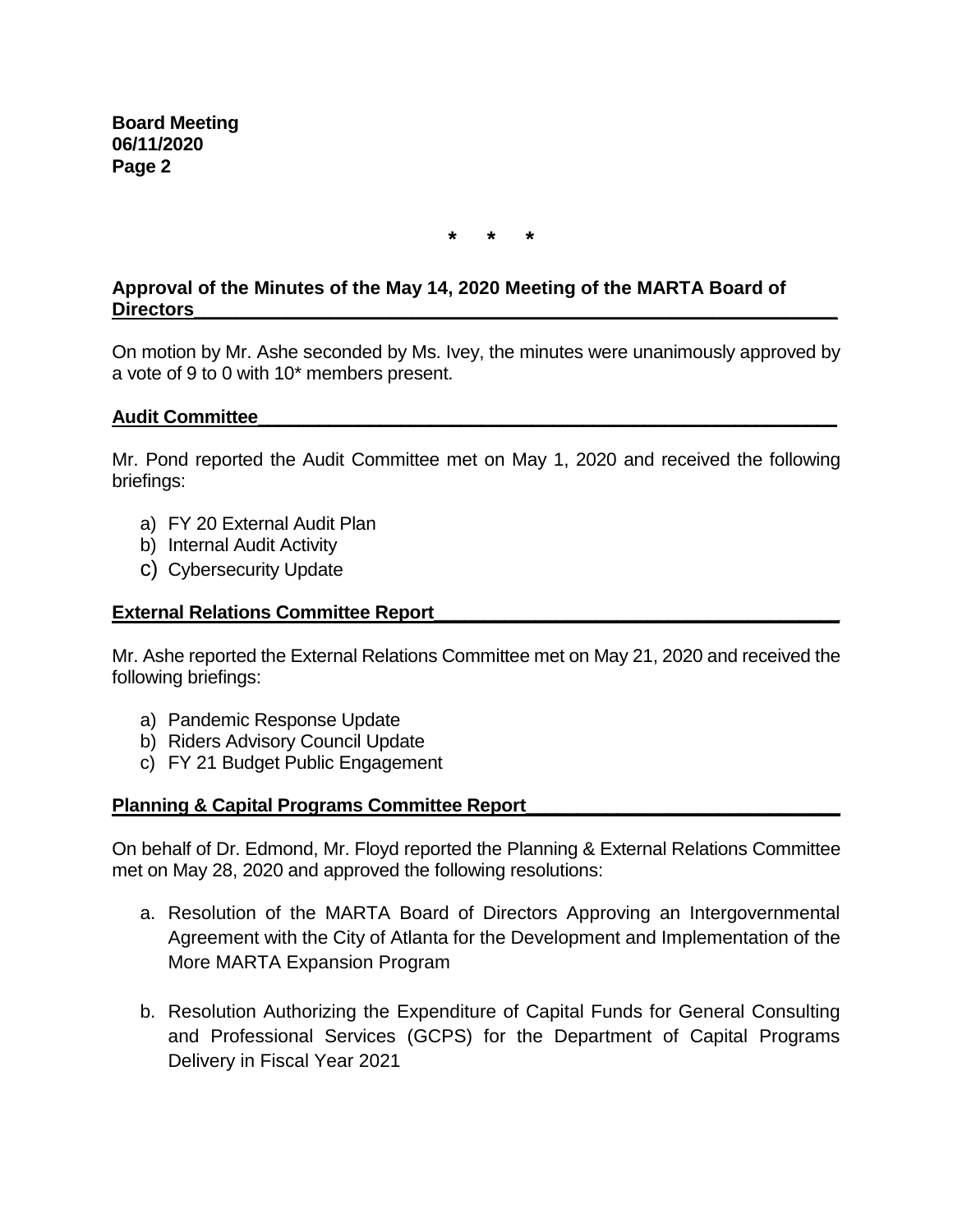* * *

**Approval of the Minutes of the May 14, 2020 Meeting of the MARTA Board of Directors**

On motion by Mr. Ashe seconded by Ms. Ivey, the minutes were unanimously approved by a vote of 9 to 0 with 10* members present.

**Audit Committee**

Mr. Pond reported the Audit Committee met on May 1, 2020 and received the following briefings:

a) FY 20 External Audit Plan
b) Internal Audit Activity
c) Cybersecurity Update

**External Relations Committee Report**

Mr. Ashe reported the External Relations Committee met on May 21, 2020 and received the following briefings:

a) Pandemic Response Update
b) Riders Advisory Council Update
c) FY 21 Budget Public Engagement

**Planning & Capital Programs Committee Report**

On behalf of Dr. Edmond, Mr. Floyd reported the Planning & External Relations Committee met on May 28, 2020 and approved the following resolutions:

a. Resolution of the MARTA Board of Directors Approving an Intergovernmental Agreement with the City of Atlanta for the Development and Implementation of the More MARTA Expansion Program

b. Resolution Authorizing the Expenditure of Capital Funds for General Consulting and Professional Services (GCPS) for the Department of Capital Programs Delivery in Fiscal Year 2021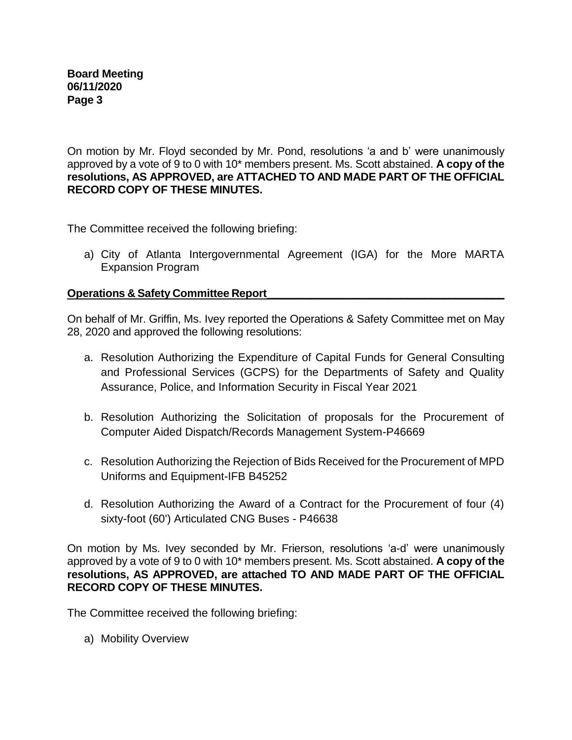On motion by Mr. Floyd seconded by Mr. Pond, resolutions 'a and b' were unanimously approved by a vote of 9 to 0 with 10* members present. Ms. Scott abstained. **A copy of the resolutions, AS APPROVED, are ATTACHED TO AND MADE PART OF THE OFFICIAL RECORD COPY OF THESE MINUTES.**

The Committee received the following briefing:

a) City of Atlanta Intergovernmental Agreement (IGA) for the More MARTA Expansion Program

**Operations & Safety Committee Report**

On behalf of Mr. Griffin, Ms. Ivey reported the Operations & Safety Committee met on May 28, 2020 and approved the following resolutions:

a. Resolution Authorizing the Expenditure of Capital Funds for General Consulting and Professional Services (GCPS) for the Departments of Safety and Quality Assurance, Police, and Information Security in Fiscal Year 2021

b. Resolution Authorizing the Solicitation of proposals for the Procurement of Computer Aided Dispatch/Records Management System-P46669

c. Resolution Authorizing the Rejection of Bids Received for the Procurement of MPD Uniforms and Equipment-IFB B45252

d. Resolution Authorizing the Award of a Contract for the Procurement of four (4) sixty-foot (60') Articulated CNG Buses - P46638

On motion by Ms. Ivey seconded by Mr. Frierson, resolutions 'a-d' were unanimously approved by a vote of 9 to 0 with 10* members present. Ms. Scott abstained. **A copy of the resolutions, AS APPROVED, are attached TO AND MADE PART OF THE OFFICIAL RECORD COPY OF THESE MINUTES.**

The Committee received the following briefing:

a) Mobility Overview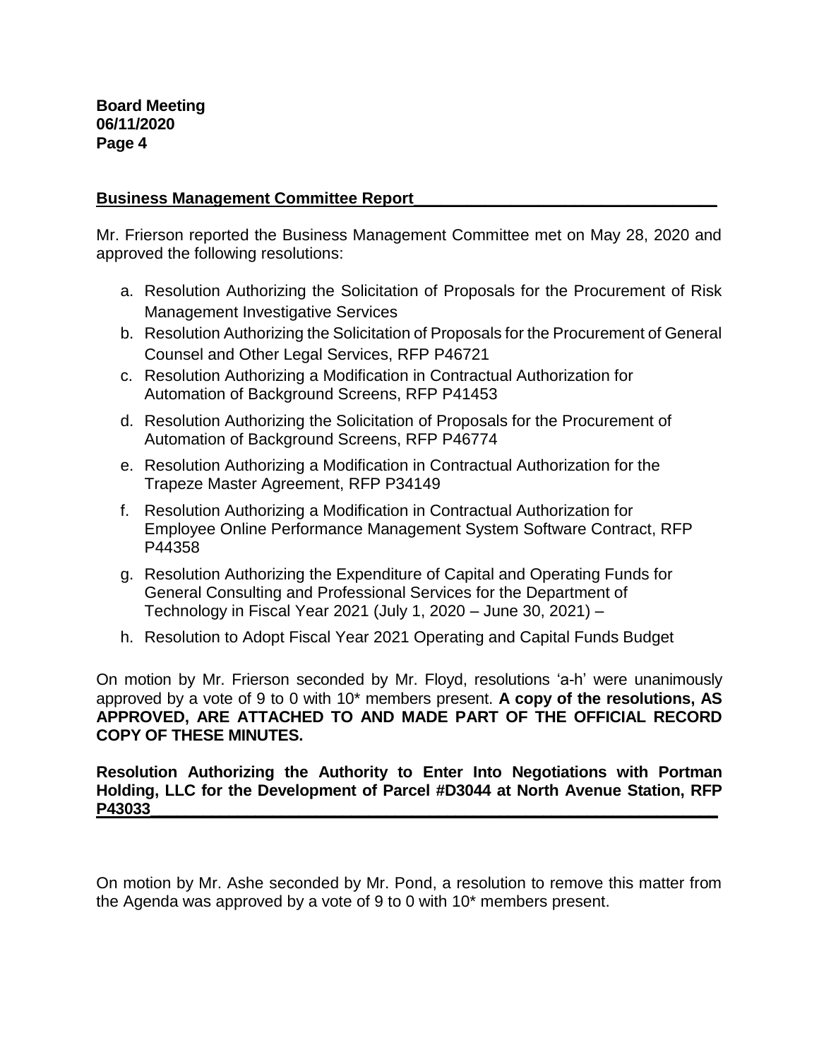## Business Management Committee Report

Mr. Frierson reported the Business Management Committee met on May 28, 2020 and approved the following resolutions:

a. Resolution Authorizing the Solicitation of Proposals for the Procurement of Risk Management Investigative Services
b. Resolution Authorizing the Solicitation of Proposals for the Procurement of General Counsel and Other Legal Services, RFP P46721
c. Resolution Authorizing a Modification in Contractual Authorization for Automation of Background Screens, RFP P41453
d. Resolution Authorizing the Solicitation of Proposals for the Procurement of Automation of Background Screens, RFP P46774
e. Resolution Authorizing a Modification in Contractual Authorization for the Trapeze Master Agreement, RFP P34149
f. Resolution Authorizing a Modification in Contractual Authorization for Employee Online Performance Management System Software Contract, RFP P44358
g. Resolution Authorizing the Expenditure of Capital and Operating Funds for General Consulting and Professional Services for the Department of Technology in Fiscal Year 2021 (July 1, 2020 – June 30, 2021) –
h. Resolution to Adopt Fiscal Year 2021 Operating and Capital Funds Budget

On motion by Mr. Frierson seconded by Mr. Floyd, resolutions 'a-h' were unanimously approved by a vote of 9 to 0 with 10* members present. **A copy of the resolutions, AS APPROVED, ARE ATTACHED TO AND MADE PART OF THE OFFICIAL RECORD COPY OF THESE MINUTES.**

**Resolution Authorizing the Authority to Enter Into Negotiations with Portman Holding, LLC for the Development of Parcel #D3044 at North Avenue Station, RFP P43033**

On motion by Mr. Ashe seconded by Mr. Pond, a resolution to remove this matter from the Agenda was approved by a vote of 9 to 0 with 10* members present.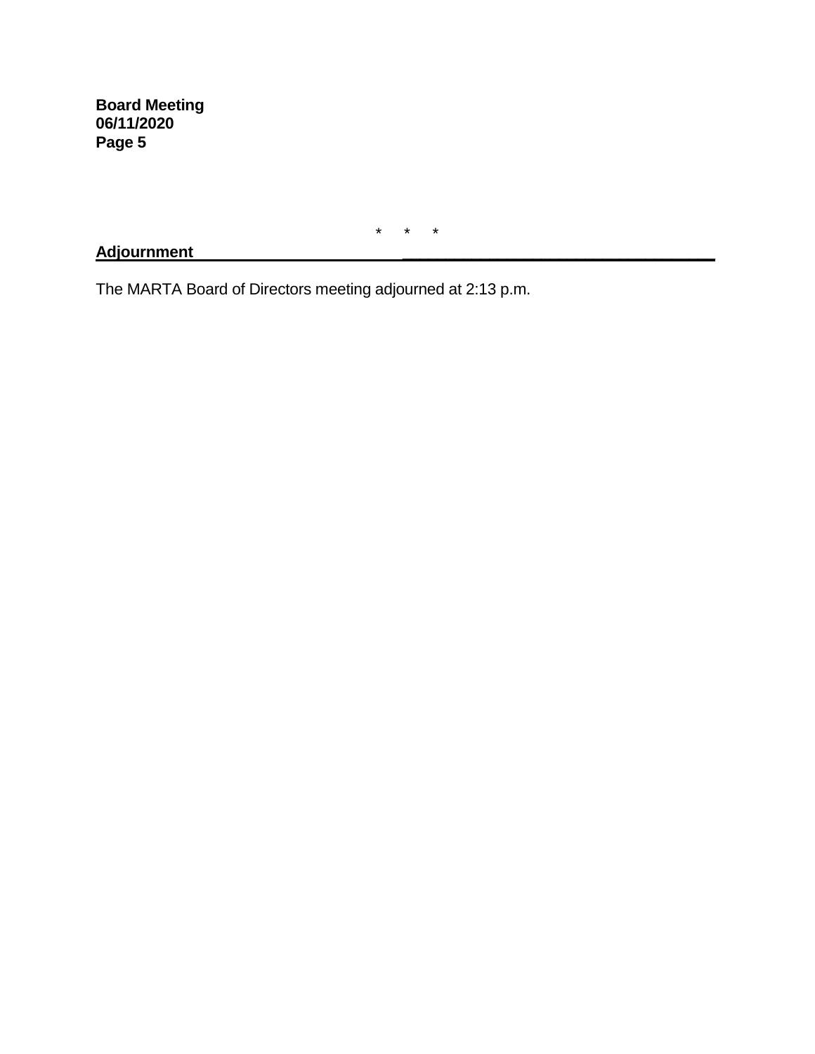\* \* \*

**Adjournment**

The MARTA Board of Directors meeting adjourned at 2:13 p.m.